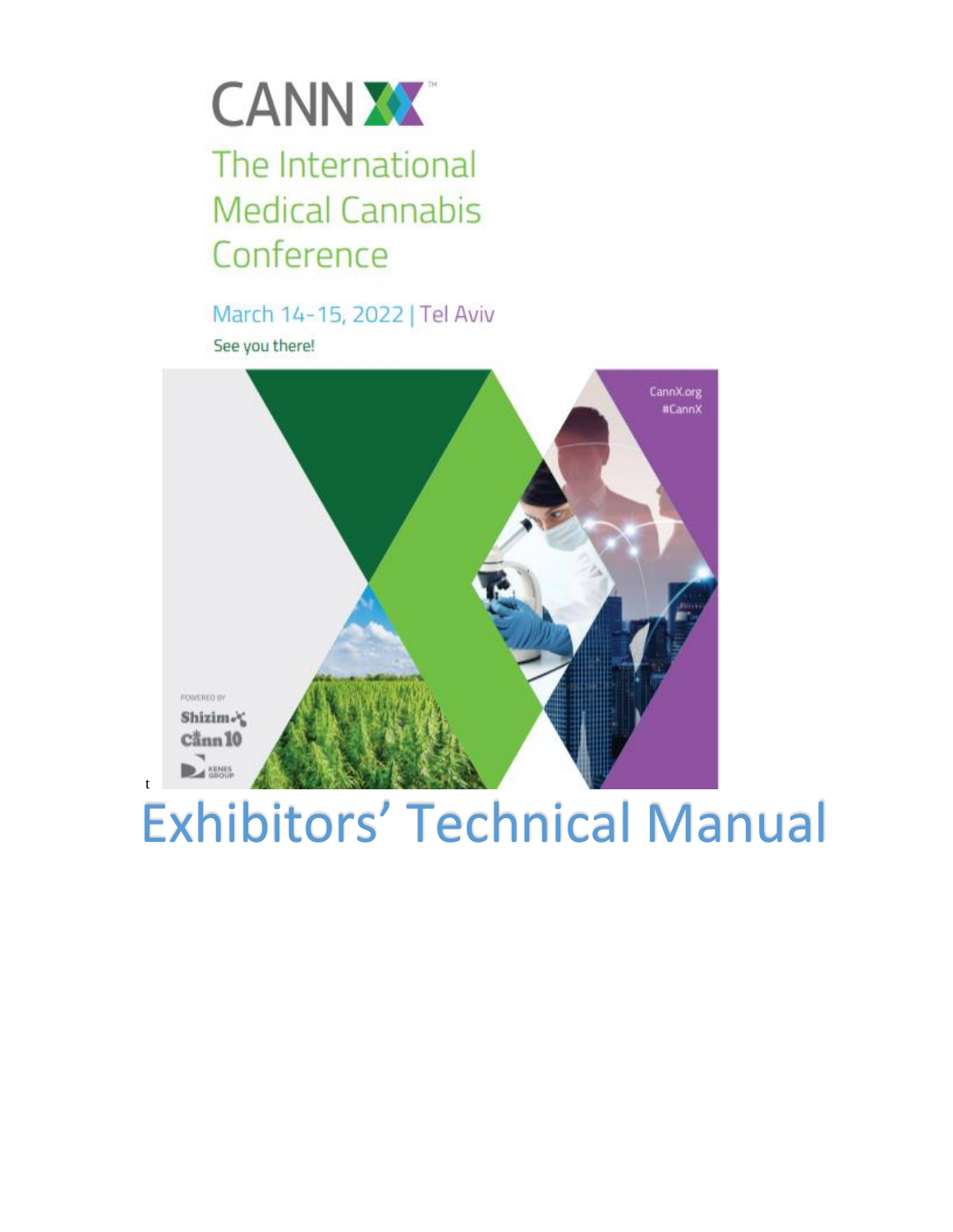# CANNX

## The International Medical Cannabis Conference

March 14-15, 2022 | Tel Aviv

See you there!

CannX.org
#CannX

POWERED BY
Shizim
Cann10
KENES GROUP

t

# Exhibitors' Technical Manual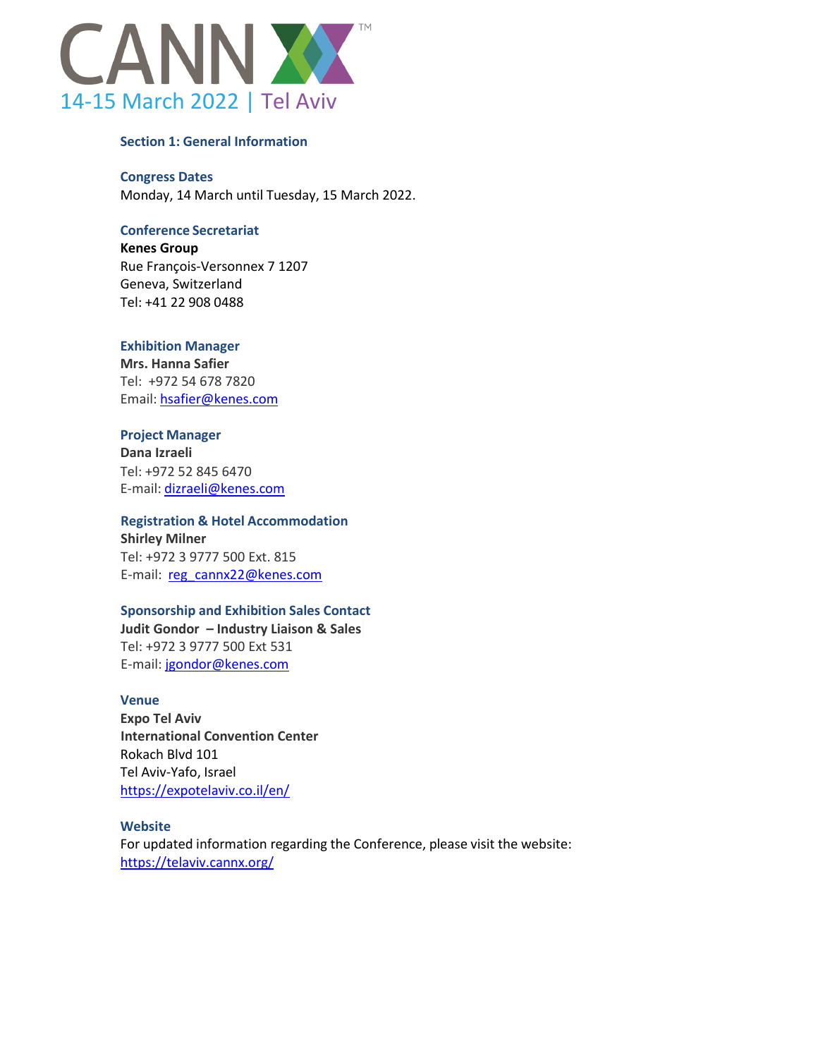CANNX™

14-15 March 2022 | Tel Aviv

## Section 1: General Information

### Congress Dates

Monday, 14 March until Tuesday, 15 March 2022.

### Conference Secretariat

**Kenes Group**
Rue François-Versonnex 7 1207
Geneva, Switzerland
Tel: +41 22 908 0488

### Exhibition Manager

**Mrs. Hanna Safier**
Tel: +972 54 678 7820
Email: hsafier@kenes.com

### Project Manager

**Dana Izraeli**
Tel: +972 52 845 6470
E-mail: dizraeli@kenes.com

### Registration & Hotel Accommodation

**Shirley Milner**
Tel: +972 3 9777 500 Ext. 815
E-mail: reg_cannx22@kenes.com

### Sponsorship and Exhibition Sales Contact

**Judit Gondor – Industry Liaison & Sales**
Tel: +972 3 9777 500 Ext 531
E-mail: jgondor@kenes.com

### Venue

**Expo Tel Aviv**
**International Convention Center**
Rokach Blvd 101
Tel Aviv-Yafo, Israel
https://expotelaviv.co.il/en/

### Website

For updated information regarding the Conference, please visit the website:
https://telaviv.cannx.org/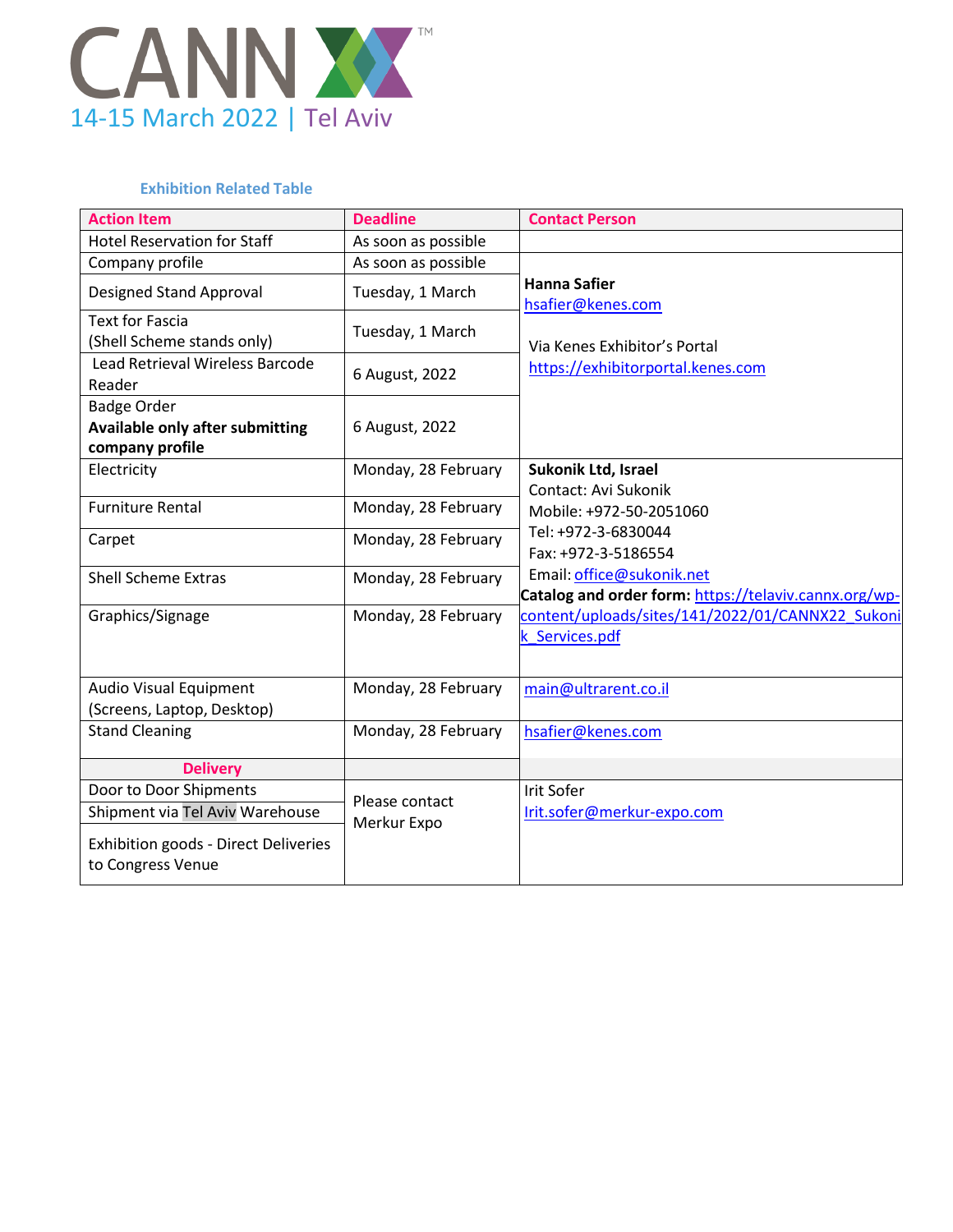# CANNX

14-15 March 2022 | Tel Aviv

### Exhibition Related Table

| Action Item | Deadline | Contact Person |
|---|---|---|
| Hotel Reservation for Staff | As soon as possible | |
| Company profile | As soon as possible | **Hanna Safier** hsafier@kenes.com Via Kenes Exhibitor's Portal https://exhibitorportal.kenes.com |
| Designed Stand Approval | Tuesday, 1 March | |
| Text for Fascia (Shell Scheme stands only) | Tuesday, 1 March | |
| Lead Retrieval Wireless Barcode Reader | 6 August, 2022 | |
| Badge Order **Available only after submitting company profile** | 6 August, 2022 | |
| Electricity | Monday, 28 February | **Sukonik Ltd, Israel** Contact: Avi Sukonik Mobile: +972-50-2051060 Tel: +972-3-6830044 Fax: +972-3-5186554 Email: office@sukonik.net **Catalog and order form:** https://telaviv.cannx.org/wp-content/uploads/sites/141/2022/01/CANNX22_Sukonik_Services.pdf |
| Furniture Rental | Monday, 28 February | |
| Carpet | Monday, 28 February | |
| Shell Scheme Extras | Monday, 28 February | |
| Graphics/Signage | Monday, 28 February | |
| Audio Visual Equipment (Screens, Laptop, Desktop) | Monday, 28 February | main@ultrarent.co.il |
| Stand Cleaning | Monday, 28 February | hsafier@kenes.com |
| **Delivery** | | |
| Door to Door Shipments | Please contact Merkur Expo | Irit Sofer Irit.sofer@merkur-expo.com |
| Shipment via Tel Aviv Warehouse | | |
| Exhibition goods - Direct Deliveries to Congress Venue | | |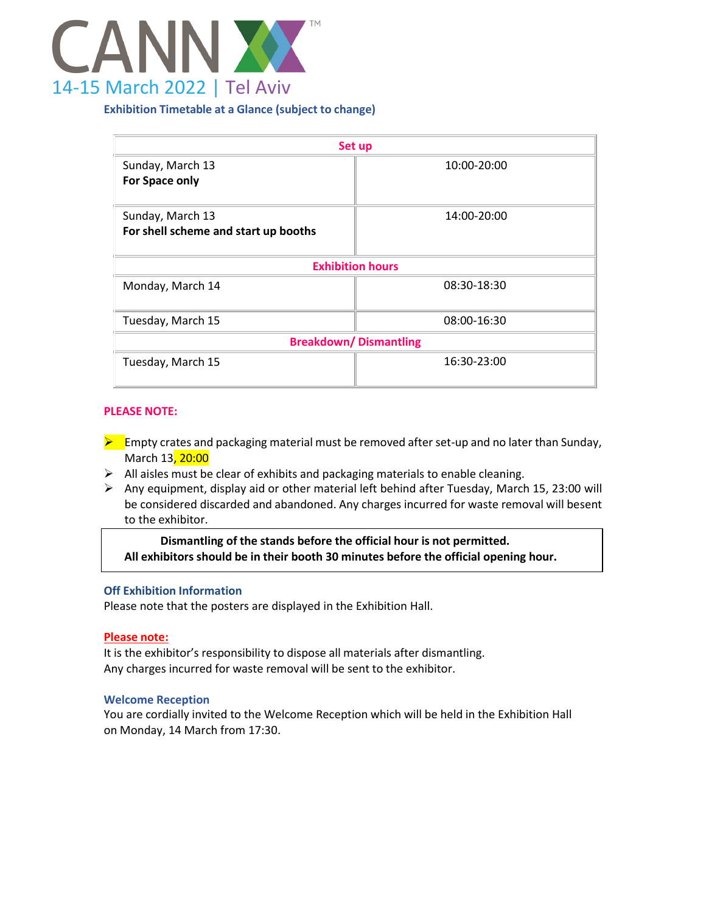# CANN

14-15 March 2022 | Tel Aviv

**Exhibition Timetable at a Glance (subject to change)**

| Set up | |
|---|---|
| Sunday, March 13 **For Space only** | 10:00-20:00 |
| Sunday, March 13 **For shell scheme and start up booths** | 14:00-20:00 |
| **Exhibition hours** | |
| Monday, March 14 | 08:30-18:30 |
| Tuesday, March 15 | 08:00-16:30 |
| **Breakdown/ Dismantling** | |
| Tuesday, March 15 | 16:30-23:00 |

**PLEASE NOTE:**

- Empty crates and packaging material must be removed after set-up and no later than Sunday, March 13, 20:00
- All aisles must be clear of exhibits and packaging materials to enable cleaning.
- Any equipment, display aid or other material left behind after Tuesday, March 15, 23:00 will be considered discarded and abandoned. Any charges incurred for waste removal will besent to the exhibitor.

**Dismantling of the stands before the official hour is not permitted.**
**All exhibitors should be in their booth 30 minutes before the official opening hour.**

### Off Exhibition Information

Please note that the posters are displayed in the Exhibition Hall.

**Please note:**

It is the exhibitor's responsibility to dispose all materials after dismantling.
Any charges incurred for waste removal will be sent to the exhibitor.

### Welcome Reception

You are cordially invited to the Welcome Reception which will be held in the Exhibition Hall on Monday, 14 March from 17:30.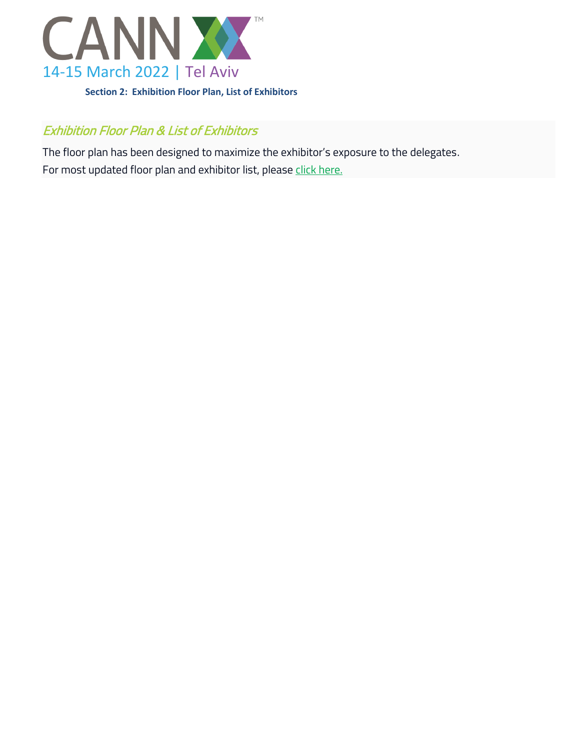**Section 2: Exhibition Floor Plan, List of Exhibitors**

## *Exhibition Floor Plan & List of Exhibitors*

The floor plan has been designed to maximize the exhibitor's exposure to the delegates.
For most updated floor plan and exhibitor list, please click here.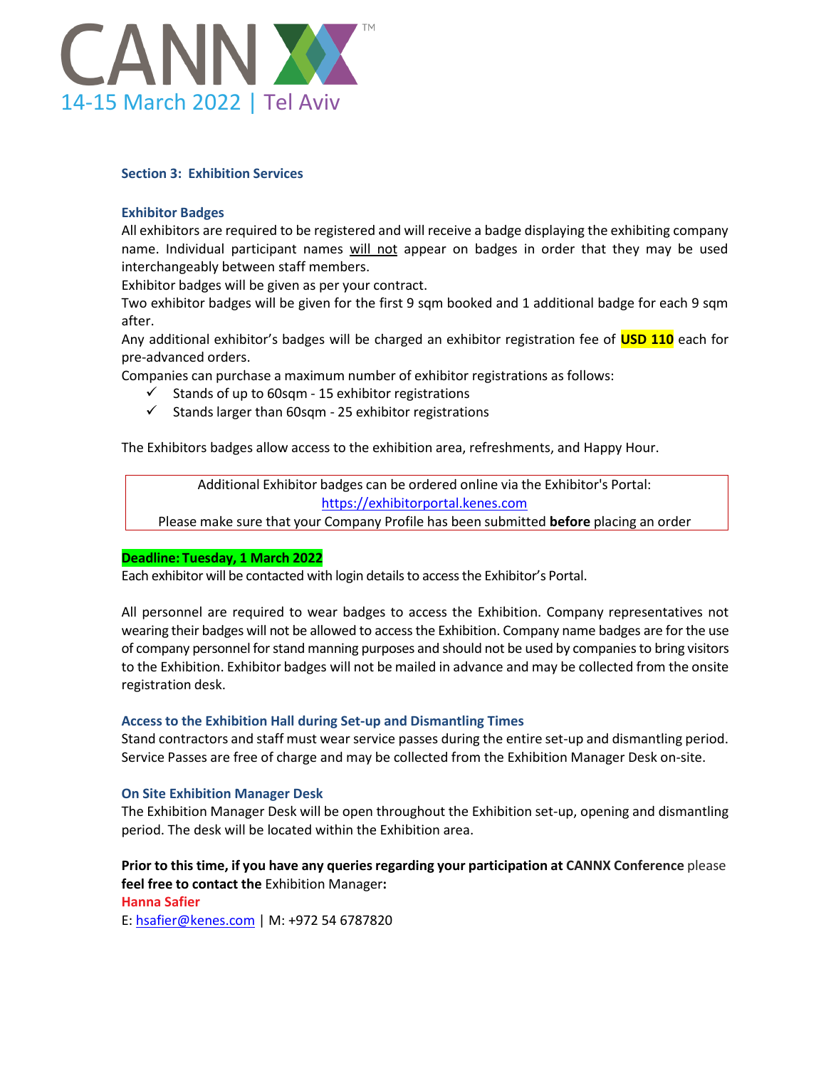## Section 3: Exhibition Services

### Exhibitor Badges

All exhibitors are required to be registered and will receive a badge displaying the exhibiting company name. Individual participant names will not appear on badges in order that they may be used interchangeably between staff members.

Exhibitor badges will be given as per your contract.

Two exhibitor badges will be given for the first 9 sqm booked and 1 additional badge for each 9 sqm after.

Any additional exhibitor's badges will be charged an exhibitor registration fee of **USD 110** each for pre-advanced orders.

Companies can purchase a maximum number of exhibitor registrations as follows:

- ✓ Stands of up to 60sqm - 15 exhibitor registrations
- ✓ Stands larger than 60sqm - 25 exhibitor registrations

The Exhibitors badges allow access to the exhibition area, refreshments, and Happy Hour.

> Additional Exhibitor badges can be ordered online via the Exhibitor's Portal:
> https://exhibitorportal.kenes.com
> Please make sure that your Company Profile has been submitted **before** placing an order

**Deadline: Tuesday, 1 March 2022**

Each exhibitor will be contacted with login details to access the Exhibitor's Portal.

All personnel are required to wear badges to access the Exhibition. Company representatives not wearing their badges will not be allowed to access the Exhibition. Company name badges are for the use of company personnel for stand manning purposes and should not be used by companies to bring visitors to the Exhibition. Exhibitor badges will not be mailed in advance and may be collected from the onsite registration desk.

### Access to the Exhibition Hall during Set-up and Dismantling Times

Stand contractors and staff must wear service passes during the entire set-up and dismantling period. Service Passes are free of charge and may be collected from the Exhibition Manager Desk on-site.

### On Site Exhibition Manager Desk

The Exhibition Manager Desk will be open throughout the Exhibition set-up, opening and dismantling period. The desk will be located within the Exhibition area.

**Prior to this time, if you have any queries regarding your participation at CANNX Conference** please **feel free to contact the** Exhibition Manager**:**

**Hanna Safier**

E: hsafier@kenes.com | M: +972 54 6787820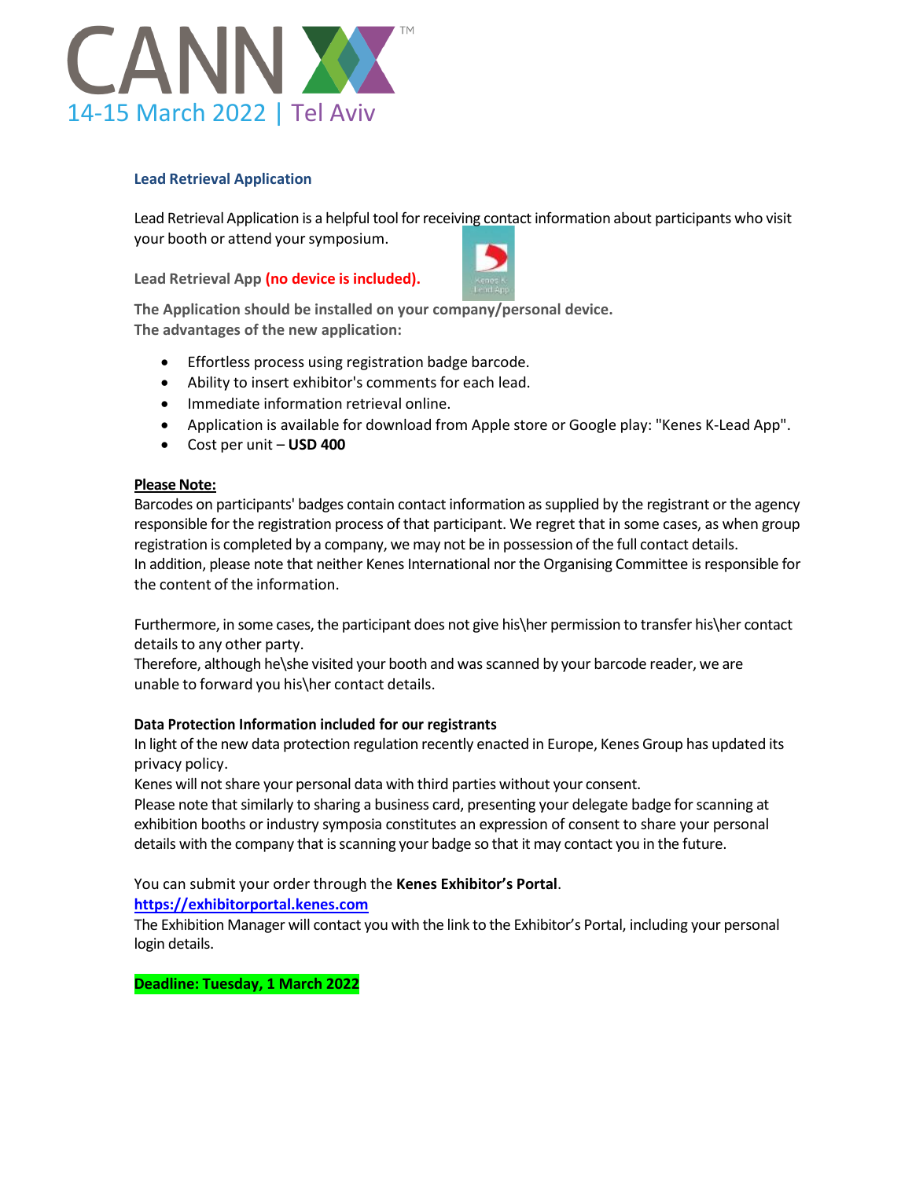## Lead Retrieval Application

Lead Retrieval Application is a helpful tool for receiving contact information about participants who visit your booth or attend your symposium.

**Lead Retrieval App (no device is included).**

**The Application should be installed on your company/personal device.**
**The advantages of the new application:**

- Effortless process using registration badge barcode.
- Ability to insert exhibitor's comments for each lead.
- Immediate information retrieval online.
- Application is available for download from Apple store or Google play: "Kenes K-Lead App".
- Cost per unit – **USD 400**

**Please Note:**
Barcodes on participants' badges contain contact information as supplied by the registrant or the agency responsible for the registration process of that participant. We regret that in some cases, as when group registration is completed by a company, we may not be in possession of the full contact details.
In addition, please note that neither Kenes International nor the Organising Committee is responsible for the content of the information.

Furthermore, in some cases, the participant does not give his\her permission to transfer his\her contact details to any other party.
Therefore, although he\she visited your booth and was scanned by your barcode reader, we are unable to forward you his\her contact details.

**Data Protection Information included for our registrants**
In light of the new data protection regulation recently enacted in Europe, Kenes Group has updated its privacy policy.
Kenes will not share your personal data with third parties without your consent.
Please note that similarly to sharing a business card, presenting your delegate badge for scanning at exhibition booths or industry symposia constitutes an expression of consent to share your personal details with the company that is scanning your badge so that it may contact you in the future.

You can submit your order through the **Kenes Exhibitor's Portal**.
**https://exhibitorportal.kenes.com**
The Exhibition Manager will contact you with the link to the Exhibitor's Portal, including your personal login details.

**Deadline: Tuesday, 1 March 2022**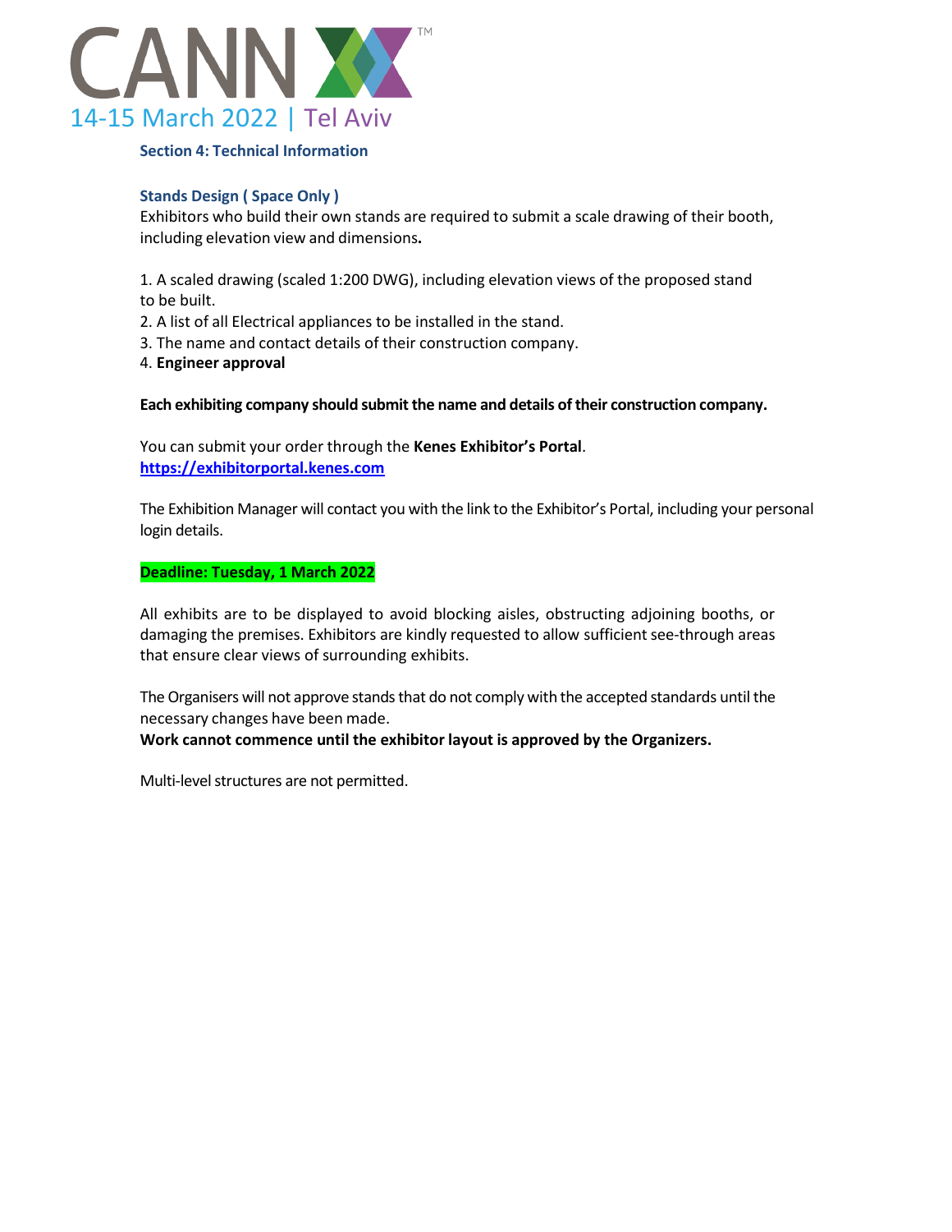## Section 4: Technical Information

### Stands Design ( Space Only )

Exhibitors who build their own stands are required to submit a scale drawing of their booth, including elevation view and dimensions**.**

1. A scaled drawing (scaled 1:200 DWG), including elevation views of the proposed stand to be built.
2. A list of all Electrical appliances to be installed in the stand.
3. The name and contact details of their construction company.
4. **Engineer approval**

**Each exhibiting company should submit the name and details of their construction company.**

You can submit your order through the **Kenes Exhibitor's Portal**.
**https://exhibitorportal.kenes.com**

The Exhibition Manager will contact you with the link to the Exhibitor's Portal, including your personal login details.

**Deadline: Tuesday, 1 March 2022**

All exhibits are to be displayed to avoid blocking aisles, obstructing adjoining booths, or damaging the premises. Exhibitors are kindly requested to allow sufficient see-through areas that ensure clear views of surrounding exhibits.

The Organisers will not approve stands that do not comply with the accepted standards until the necessary changes have been made.
**Work cannot commence until the exhibitor layout is approved by the Organizers.**

Multi-level structures are not permitted.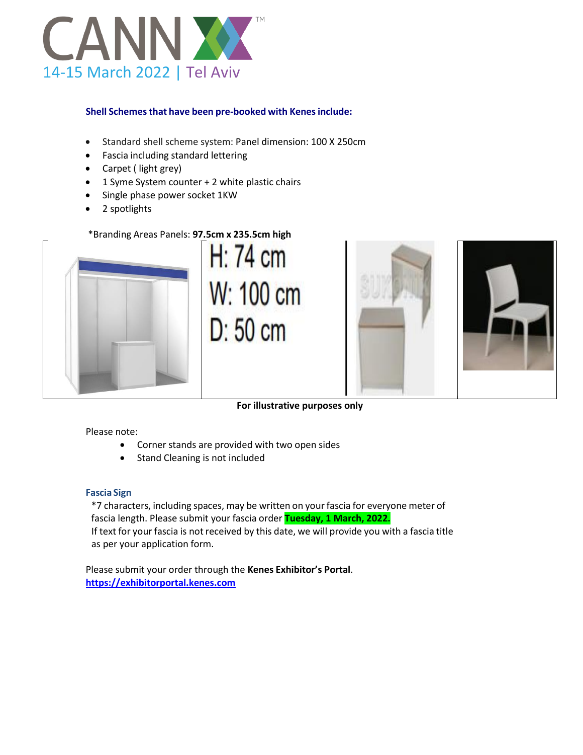CANN

14-15 March 2022 | Tel Aviv

### Shell Schemes that have been pre-booked with Kenes include:

- Standard shell scheme system: Panel dimension: 100 X 250cm
- Fascia including standard lettering
- Carpet ( light grey)
- 1 Syme System counter + 2 white plastic chairs
- Single phase power socket 1KW
- 2 spotlights

*Branding Areas Panels: **97.5cm x 235.5cm high**

H: 74 cm
W: 100 cm
D: 50 cm

**For illustrative purposes only**

Please note:

- Corner stands are provided with two open sides
- Stand Cleaning is not included

### Fascia Sign

*7 characters, including spaces, may be written on your fascia for everyone meter of fascia length. Please submit your fascia order **Tuesday, 1 March, 2022.**
If text for your fascia is not received by this date, we will provide you with a fascia title as per your application form.

Please submit your order through the **Kenes Exhibitor's Portal**.
**https://exhibitorportal.kenes.com**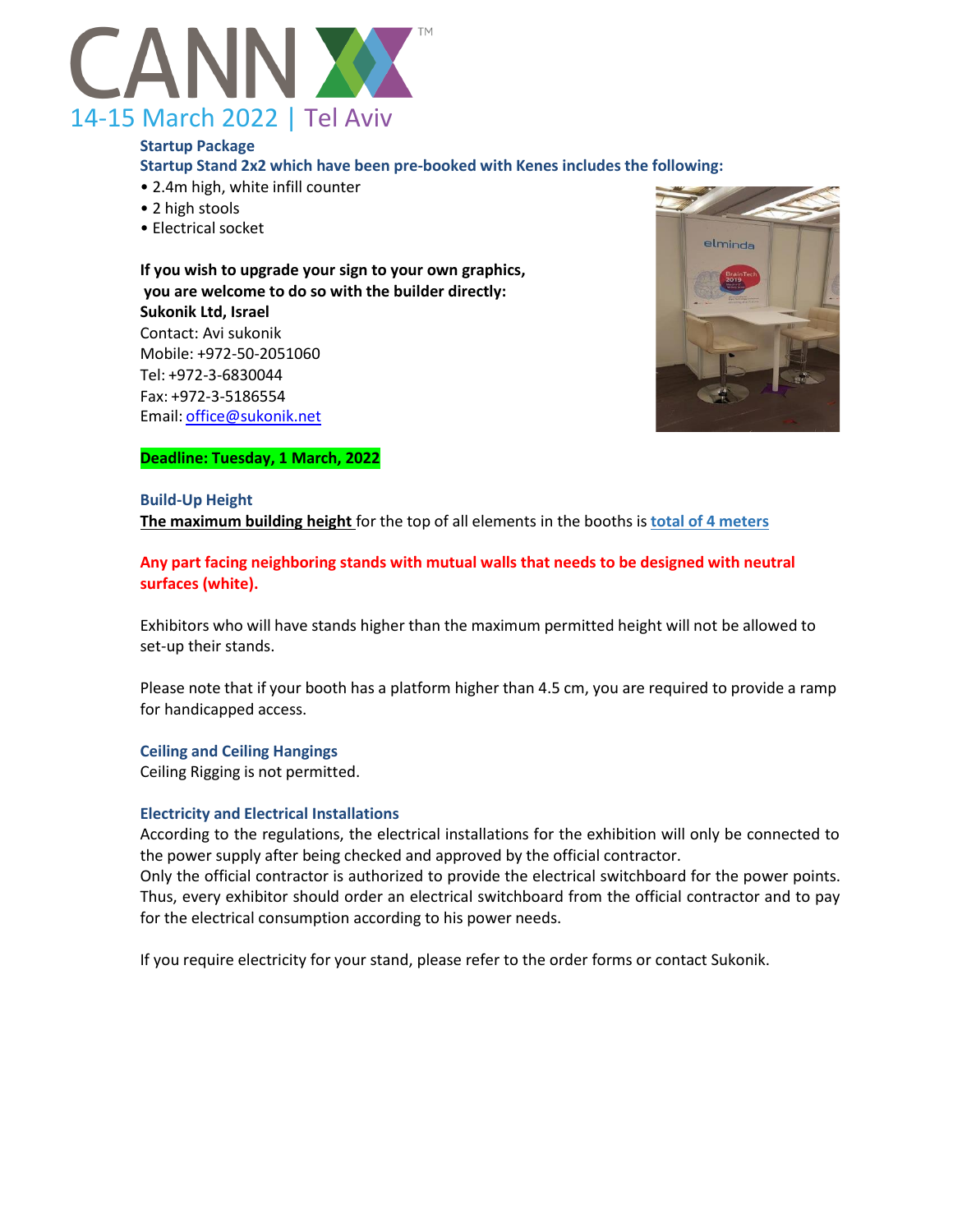# CANN

14-15 March 2022 | Tel Aviv

### Startup Package

**Startup Stand 2x2 which have been pre-booked with Kenes includes the following:**

- 2.4m high, white infill counter
- 2 high stools
- Electrical socket

**If you wish to upgrade your sign to your own graphics, you are welcome to do so with the builder directly:**
**Sukonik Ltd, Israel**
Contact: Avi sukonik
Mobile: +972-50-2051060
Tel: +972-3-6830044
Fax: +972-3-5186554
Email: office@sukonik.net

**Deadline: Tuesday, 1 March, 2022**

### Build-Up Height

**The maximum building height** for the top of all elements in the booths is **total of 4 meters**

**Any part facing neighboring stands with mutual walls that needs to be designed with neutral surfaces (white).**

Exhibitors who will have stands higher than the maximum permitted height will not be allowed to set-up their stands.

Please note that if your booth has a platform higher than 4.5 cm, you are required to provide a ramp for handicapped access.

### Ceiling and Ceiling Hangings

Ceiling Rigging is not permitted.

### Electricity and Electrical Installations

According to the regulations, the electrical installations for the exhibition will only be connected to the power supply after being checked and approved by the official contractor.
Only the official contractor is authorized to provide the electrical switchboard for the power points. Thus, every exhibitor should order an electrical switchboard from the official contractor and to pay for the electrical consumption according to his power needs.

If you require electricity for your stand, please refer to the order forms or contact Sukonik.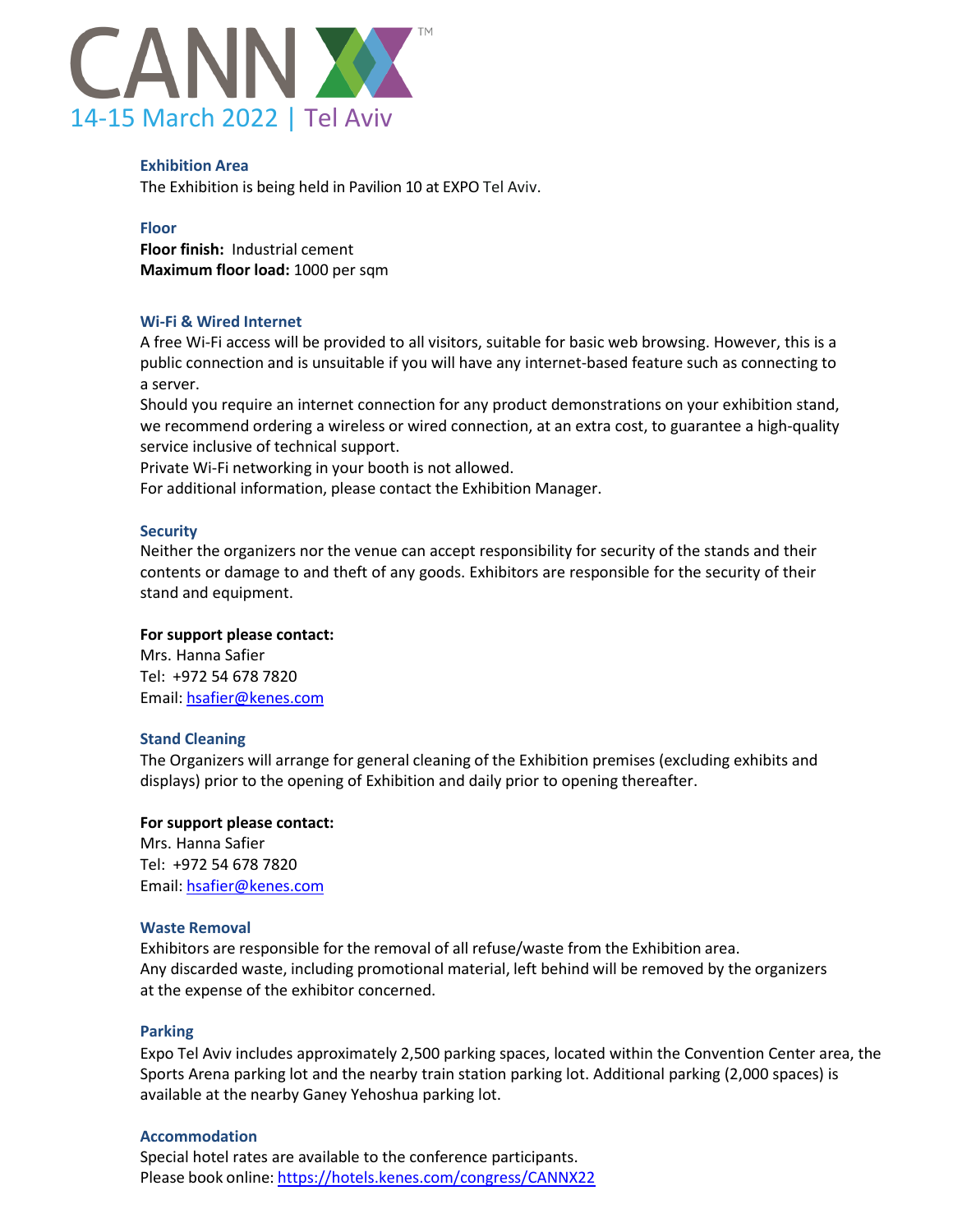## Exhibition Area

The Exhibition is being held in Pavilion 10 at EXPO Tel Aviv.

## Floor

**Floor finish:** Industrial cement
**Maximum floor load:** 1000 per sqm

## Wi-Fi & Wired Internet

A free Wi-Fi access will be provided to all visitors, suitable for basic web browsing. However, this is a public connection and is unsuitable if you will have any internet-based feature such as connecting to a server.

Should you require an internet connection for any product demonstrations on your exhibition stand, we recommend ordering a wireless or wired connection, at an extra cost, to guarantee a high-quality service inclusive of technical support.

Private Wi-Fi networking in your booth is not allowed.

For additional information, please contact the Exhibition Manager.

## Security

Neither the organizers nor the venue can accept responsibility for security of the stands and their contents or damage to and theft of any goods. Exhibitors are responsible for the security of their stand and equipment.

**For support please contact:**
Mrs. Hanna Safier
Tel: +972 54 678 7820
Email: hsafier@kenes.com

## Stand Cleaning

The Organizers will arrange for general cleaning of the Exhibition premises (excluding exhibits and displays) prior to the opening of Exhibition and daily prior to opening thereafter.

**For support please contact:**
Mrs. Hanna Safier
Tel: +972 54 678 7820
Email: hsafier@kenes.com

## Waste Removal

Exhibitors are responsible for the removal of all refuse/waste from the Exhibition area.
Any discarded waste, including promotional material, left behind will be removed by the organizers at the expense of the exhibitor concerned.

## Parking

Expo Tel Aviv includes approximately 2,500 parking spaces, located within the Convention Center area, the Sports Arena parking lot and the nearby train station parking lot. Additional parking (2,000 spaces) is available at the nearby Ganey Yehoshua parking lot.

## Accommodation

Special hotel rates are available to the conference participants.
Please book online: https://hotels.kenes.com/congress/CANNX22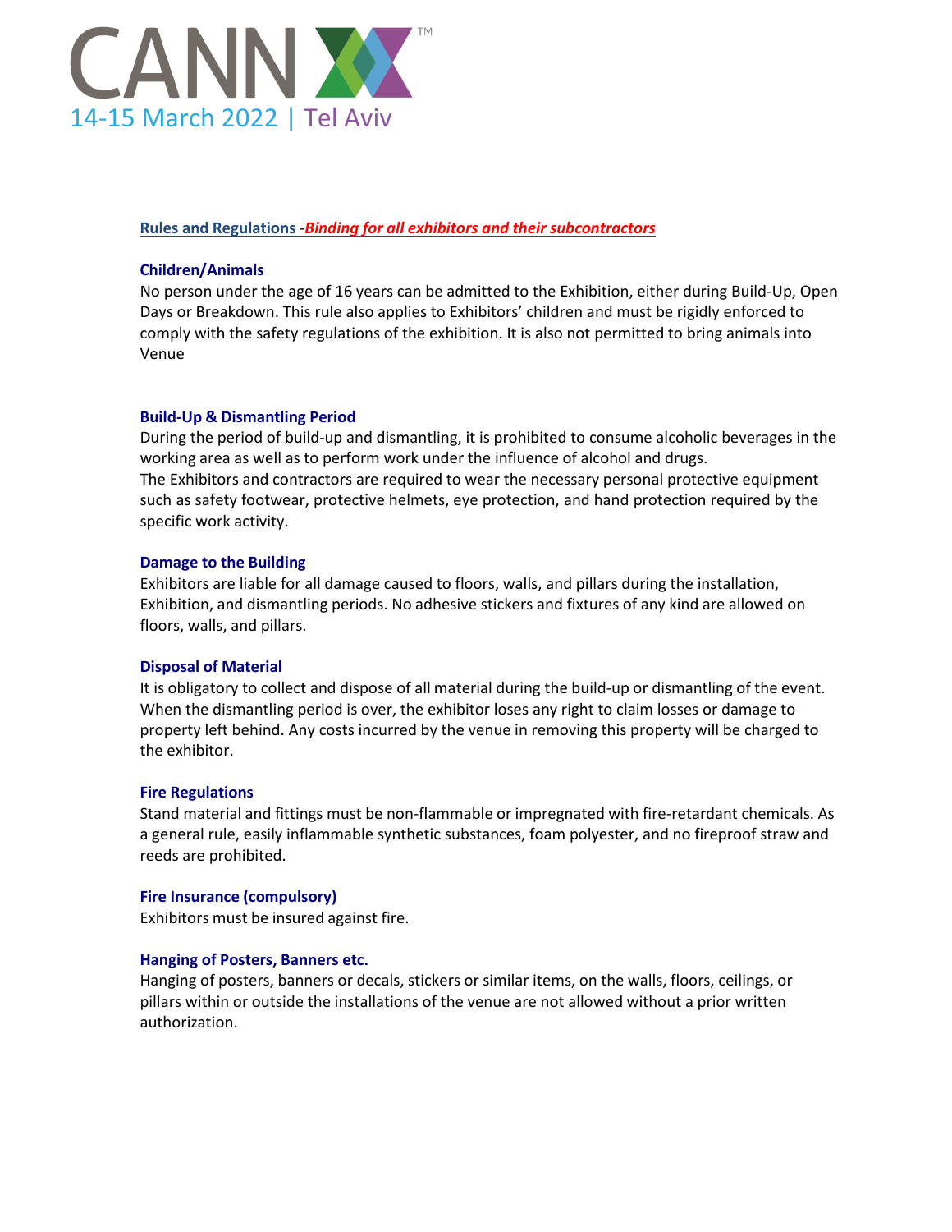CANN™

14-15 March 2022 | Tel Aviv

## Rules and Regulations -*Binding for all exhibitors and their subcontractors*

### Children/Animals

No person under the age of 16 years can be admitted to the Exhibition, either during Build-Up, Open Days or Breakdown. This rule also applies to Exhibitors' children and must be rigidly enforced to comply with the safety regulations of the exhibition. It is also not permitted to bring animals into Venue

### Build-Up & Dismantling Period

During the period of build-up and dismantling, it is prohibited to consume alcoholic beverages in the working area as well as to perform work under the influence of alcohol and drugs.

The Exhibitors and contractors are required to wear the necessary personal protective equipment such as safety footwear, protective helmets, eye protection, and hand protection required by the specific work activity.

### Damage to the Building

Exhibitors are liable for all damage caused to floors, walls, and pillars during the installation, Exhibition, and dismantling periods. No adhesive stickers and fixtures of any kind are allowed on floors, walls, and pillars.

### Disposal of Material

It is obligatory to collect and dispose of all material during the build-up or dismantling of the event. When the dismantling period is over, the exhibitor loses any right to claim losses or damage to property left behind. Any costs incurred by the venue in removing this property will be charged to the exhibitor.

### Fire Regulations

Stand material and fittings must be non-flammable or impregnated with fire-retardant chemicals. As a general rule, easily inflammable synthetic substances, foam polyester, and no fireproof straw and reeds are prohibited.

### Fire Insurance (compulsory)

Exhibitors must be insured against fire.

### Hanging of Posters, Banners etc.

Hanging of posters, banners or decals, stickers or similar items, on the walls, floors, ceilings, or pillars within or outside the installations of the venue are not allowed without a prior written authorization.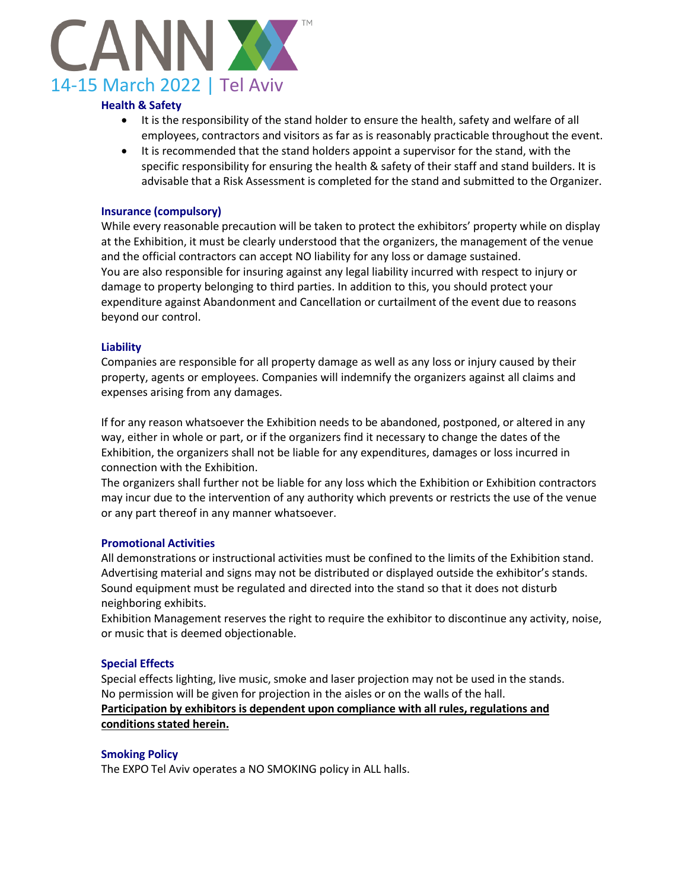### Health & Safety

- It is the responsibility of the stand holder to ensure the health, safety and welfare of all employees, contractors and visitors as far as is reasonably practicable throughout the event.
- It is recommended that the stand holders appoint a supervisor for the stand, with the specific responsibility for ensuring the health & safety of their staff and stand builders. It is advisable that a Risk Assessment is completed for the stand and submitted to the Organizer.

### Insurance (compulsory)

While every reasonable precaution will be taken to protect the exhibitors' property while on display at the Exhibition, it must be clearly understood that the organizers, the management of the venue and the official contractors can accept NO liability for any loss or damage sustained.
You are also responsible for insuring against any legal liability incurred with respect to injury or damage to property belonging to third parties. In addition to this, you should protect your expenditure against Abandonment and Cancellation or curtailment of the event due to reasons beyond our control.

### Liability

Companies are responsible for all property damage as well as any loss or injury caused by their property, agents or employees. Companies will indemnify the organizers against all claims and expenses arising from any damages.

If for any reason whatsoever the Exhibition needs to be abandoned, postponed, or altered in any way, either in whole or part, or if the organizers find it necessary to change the dates of the Exhibition, the organizers shall not be liable for any expenditures, damages or loss incurred in connection with the Exhibition.
The organizers shall further not be liable for any loss which the Exhibition or Exhibition contractors may incur due to the intervention of any authority which prevents or restricts the use of the venue or any part thereof in any manner whatsoever.

### Promotional Activities

All demonstrations or instructional activities must be confined to the limits of the Exhibition stand. Advertising material and signs may not be distributed or displayed outside the exhibitor's stands. Sound equipment must be regulated and directed into the stand so that it does not disturb neighboring exhibits.
Exhibition Management reserves the right to require the exhibitor to discontinue any activity, noise, or music that is deemed objectionable.

### Special Effects

Special effects lighting, live music, smoke and laser projection may not be used in the stands.
No permission will be given for projection in the aisles or on the walls of the hall.
**Participation by exhibitors is dependent upon compliance with all rules, regulations and conditions stated herein.**

### Smoking Policy

The EXPO Tel Aviv operates a NO SMOKING policy in ALL halls.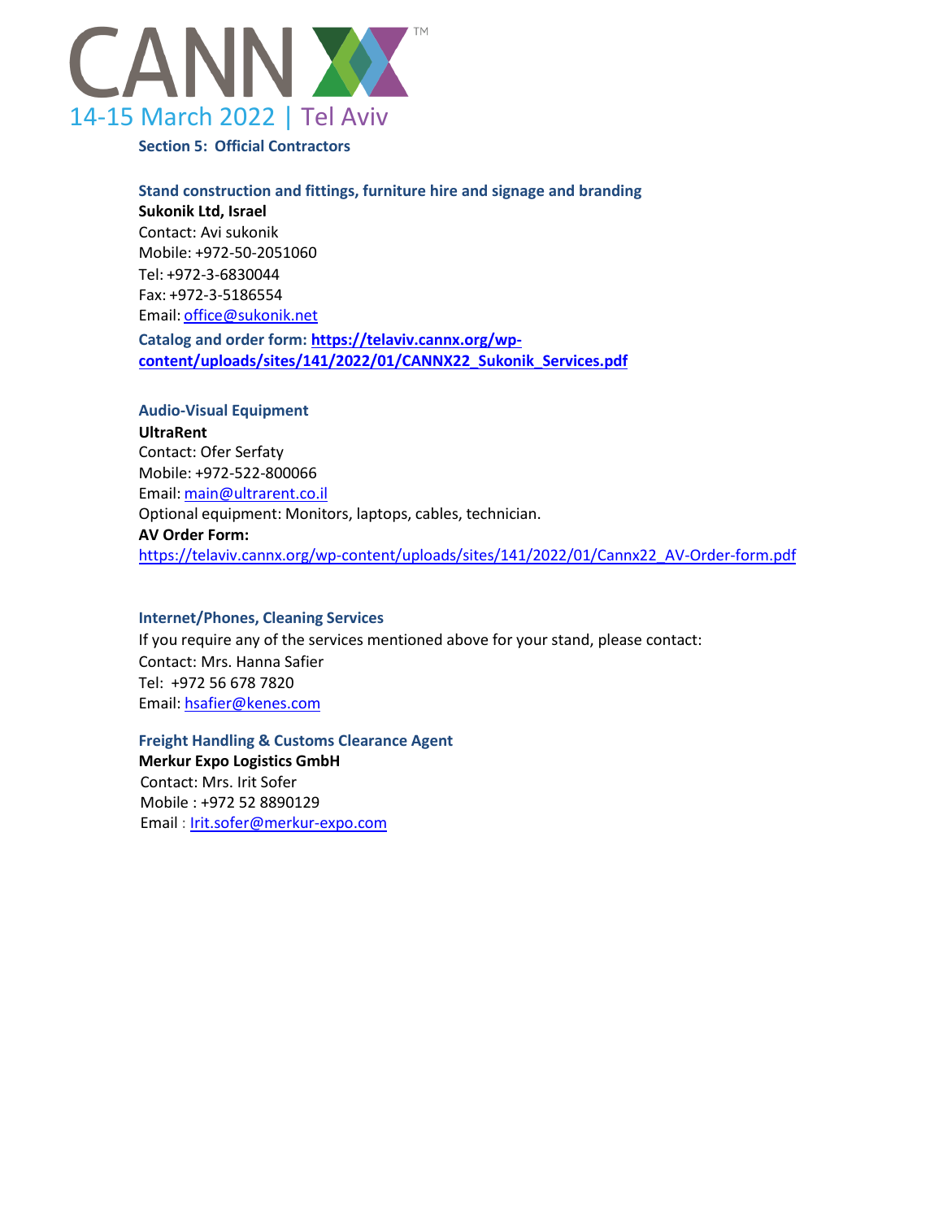## Section 5: Official Contractors

### Stand construction and fittings, furniture hire and signage and branding

**Sukonik Ltd, Israel**
Contact: Avi sukonik
Mobile: +972-50-2051060
Tel: +972-3-6830044
Fax: +972-3-5186554
Email: office@sukonik.net

**Catalog and order form: https://telaviv.cannx.org/wp-content/uploads/sites/141/2022/01/CANNX22_Sukonik_Services.pdf**

### Audio-Visual Equipment

**UltraRent**
Contact: Ofer Serfaty
Mobile: +972-522-800066
Email: main@ultrarent.co.il
Optional equipment: Monitors, laptops, cables, technician.
**AV Order Form:**
https://telaviv.cannx.org/wp-content/uploads/sites/141/2022/01/Cannx22_AV-Order-form.pdf

### Internet/Phones, Cleaning Services

If you require any of the services mentioned above for your stand, please contact:
Contact: Mrs. Hanna Safier
Tel: +972 56 678 7820
Email: hsafier@kenes.com

### Freight Handling & Customs Clearance Agent

**Merkur Expo Logistics GmbH**
Contact: Mrs. Irit Sofer
Mobile : +972 52 8890129
Email : Irit.sofer@merkur-expo.com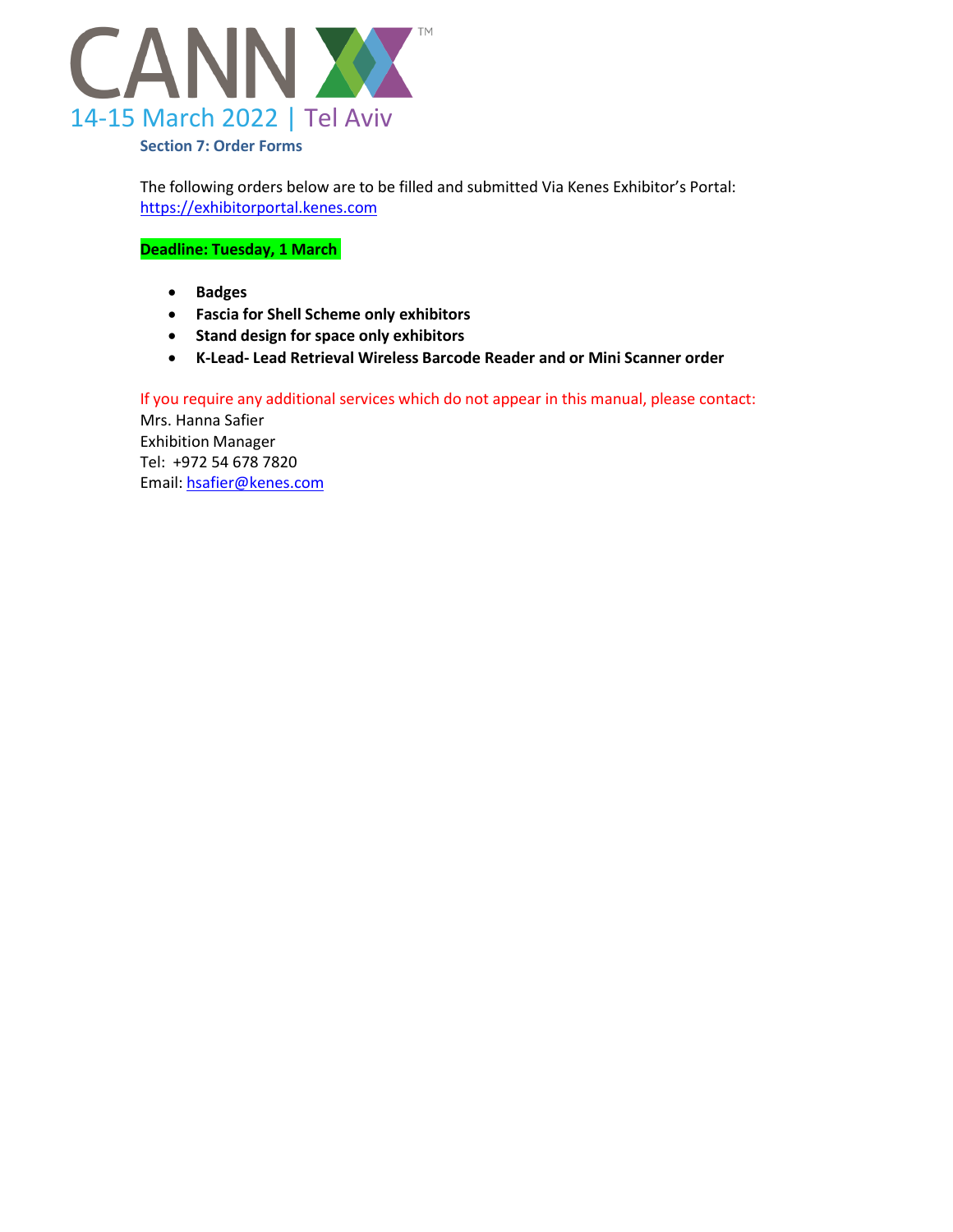CANN 14-15 March 2022 | Tel Aviv

## Section 7: Order Forms

The following orders below are to be filled and submitted Via Kenes Exhibitor's Portal: https://exhibitorportal.kenes.com

**Deadline: Tuesday, 1 March**

- **Badges**
- **Fascia for Shell Scheme only exhibitors**
- **Stand design for space only exhibitors**
- **K-Lead- Lead Retrieval Wireless Barcode Reader and or Mini Scanner order**

If you require any additional services which do not appear in this manual, please contact:
Mrs. Hanna Safier
Exhibition Manager
Tel: +972 54 678 7820
Email: hsafier@kenes.com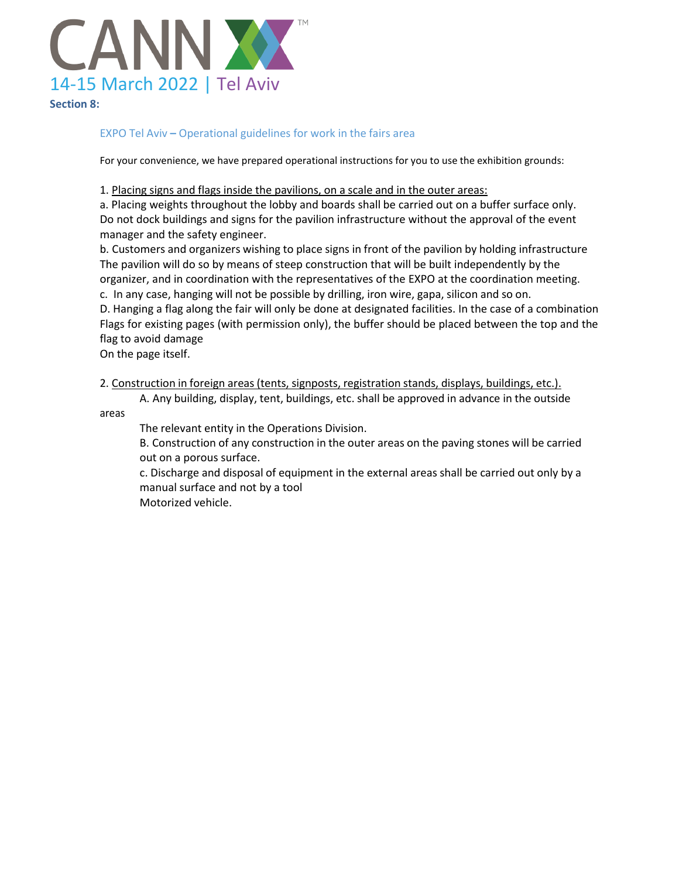**Section 8:**

## EXPO Tel Aviv – Operational guidelines for work in the fairs area

For your convenience, we have prepared operational instructions for you to use the exhibition grounds:

1. <u>Placing signs and flags inside the pavilions, on a scale and in the outer areas:</u>

a. Placing weights throughout the lobby and boards shall be carried out on a buffer surface only. Do not dock buildings and signs for the pavilion infrastructure without the approval of the event manager and the safety engineer.

b. Customers and organizers wishing to place signs in front of the pavilion by holding infrastructure The pavilion will do so by means of steep construction that will be built independently by the organizer, and in coordination with the representatives of the EXPO at the coordination meeting.

c. In any case, hanging will not be possible by drilling, iron wire, gapa, silicon and so on.

D. Hanging a flag along the fair will only be done at designated facilities. In the case of a combination Flags for existing pages (with permission only), the buffer should be placed between the top and the flag to avoid damage On the page itself.

2. <u>Construction in foreign areas (tents, signposts, registration stands, displays, buildings, etc.).</u>

A. Any building, display, tent, buildings, etc. shall be approved in advance in the outside areas The relevant entity in the Operations Division.

B. Construction of any construction in the outer areas on the paving stones will be carried out on a porous surface.

c. Discharge and disposal of equipment in the external areas shall be carried out only by a manual surface and not by a tool Motorized vehicle.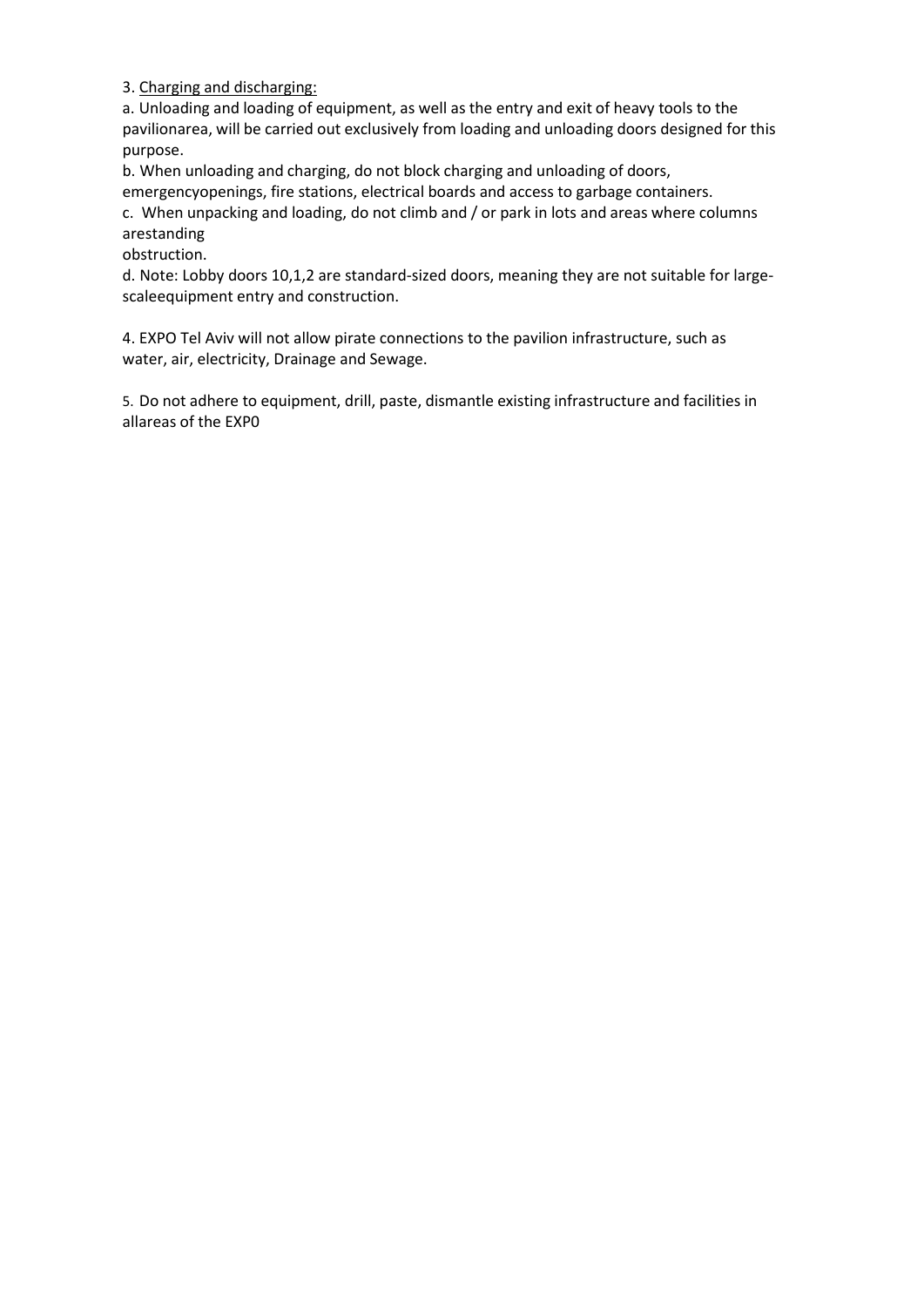3. <u>Charging and discharging:</u>

a. Unloading and loading of equipment, as well as the entry and exit of heavy tools to the pavilionarea, will be carried out exclusively from loading and unloading doors designed for this purpose.

b. When unloading and charging, do not block charging and unloading of doors, emergencyopenings, fire stations, electrical boards and access to garbage containers.

c. When unpacking and loading, do not climb and / or park in lots and areas where columns arestanding
obstruction.

d. Note: Lobby doors 10,1,2 are standard-sized doors, meaning they are not suitable for large-scaleequipment entry and construction.

4. EXPO Tel Aviv will not allow pirate connections to the pavilion infrastructure, such as water, air, electricity, Drainage and Sewage.

5. Do not adhere to equipment, drill, paste, dismantle existing infrastructure and facilities in allareas of the EXP0